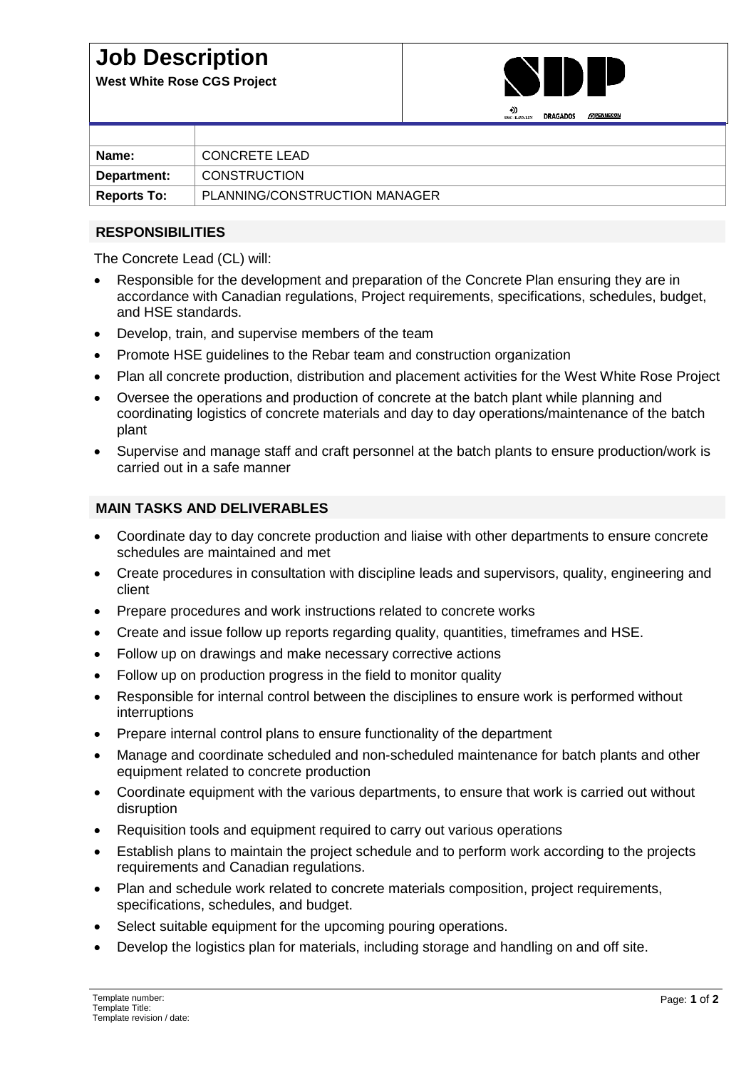# Job Description

**West White Rose CGS Project**

| | |
|---|---|
| **Name:** | CONCRETE LEAD |
| **Department:** | CONSTRUCTION |
| **Reports To:** | PLANNING/CONSTRUCTION MANAGER |

## RESPONSIBILITIES

The Concrete Lead (CL) will:

- Responsible for the development and preparation of the Concrete Plan ensuring they are in accordance with Canadian regulations, Project requirements, specifications, schedules, budget, and HSE standards.
- Develop, train, and supervise members of the team
- Promote HSE guidelines to the Rebar team and construction organization
- Plan all concrete production, distribution and placement activities for the West White Rose Project
- Oversee the operations and production of concrete at the batch plant while planning and coordinating logistics of concrete materials and day to day operations/maintenance of the batch plant
- Supervise and manage staff and craft personnel at the batch plants to ensure production/work is carried out in a safe manner

## MAIN TASKS AND DELIVERABLES

- Coordinate day to day concrete production and liaise with other departments to ensure concrete schedules are maintained and met
- Create procedures in consultation with discipline leads and supervisors, quality, engineering and client
- Prepare procedures and work instructions related to concrete works
- Create and issue follow up reports regarding quality, quantities, timeframes and HSE.
- Follow up on drawings and make necessary corrective actions
- Follow up on production progress in the field to monitor quality
- Responsible for internal control between the disciplines to ensure work is performed without interruptions
- Prepare internal control plans to ensure functionality of the department
- Manage and coordinate scheduled and non-scheduled maintenance for batch plants and other equipment related to concrete production
- Coordinate equipment with the various departments, to ensure that work is carried out without disruption
- Requisition tools and equipment required to carry out various operations
- Establish plans to maintain the project schedule and to perform work according to the projects requirements and Canadian regulations.
- Plan and schedule work related to concrete materials composition, project requirements, specifications, schedules, and budget.
- Select suitable equipment for the upcoming pouring operations.
- Develop the logistics plan for materials, including storage and handling on and off site.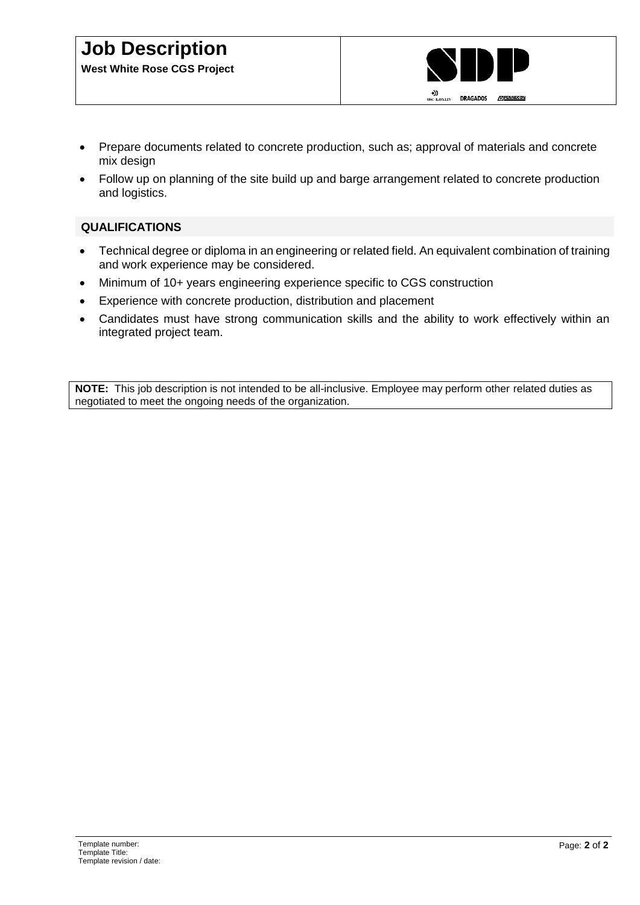- Prepare documents related to concrete production, such as; approval of materials and concrete mix design
- Follow up on planning of the site build up and barge arrangement related to concrete production and logistics.

## QUALIFICATIONS

- Technical degree or diploma in an engineering or related field. An equivalent combination of training and work experience may be considered.
- Minimum of 10+ years engineering experience specific to CGS construction
- Experience with concrete production, distribution and placement
- Candidates must have strong communication skills and the ability to work effectively within an integrated project team.

**NOTE:** This job description is not intended to be all-inclusive. Employee may perform other related duties as negotiated to meet the ongoing needs of the organization.